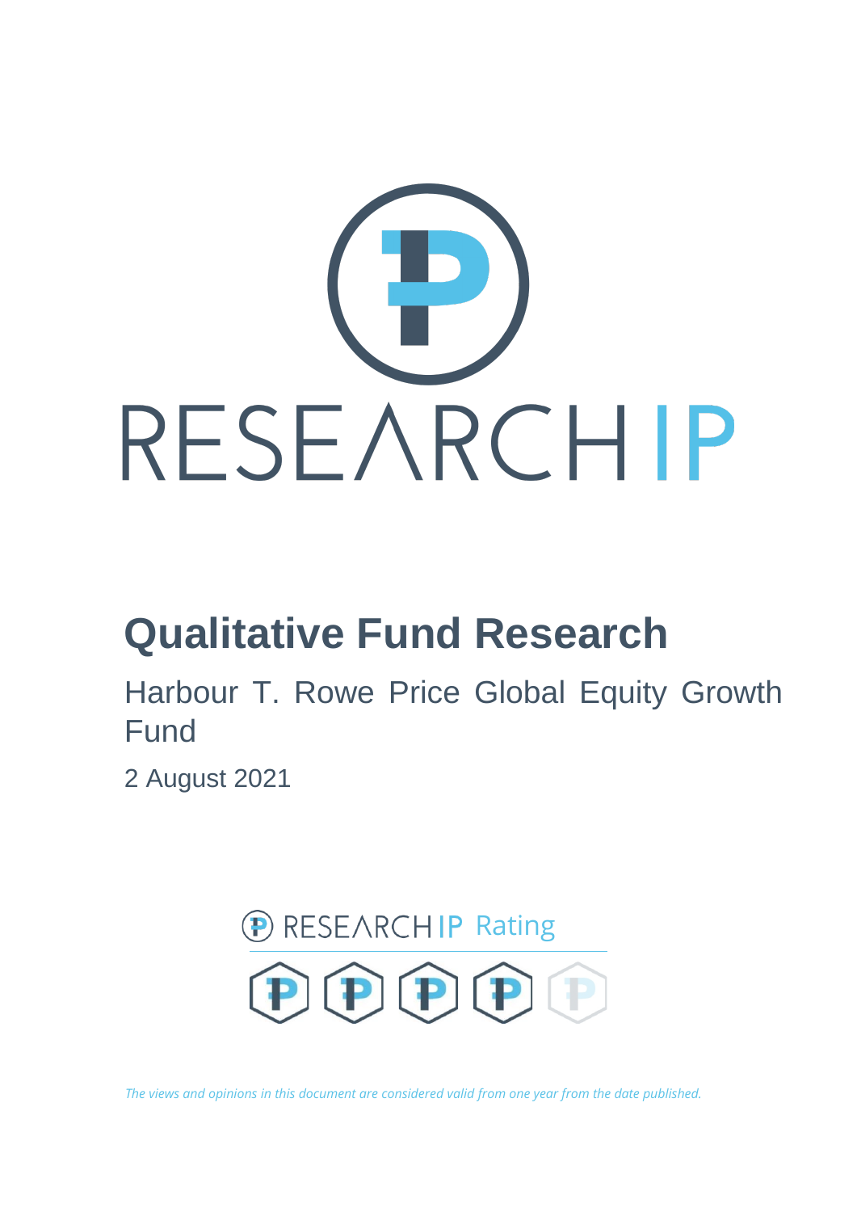RESEARCH IP

# Qualitative Fund Research

Harbour T. Rowe Price Global Equity Growth Fund

2 August 2021

RESEARCH IP Rating

*The views and opinions in this document are considered valid from one year from the date published.*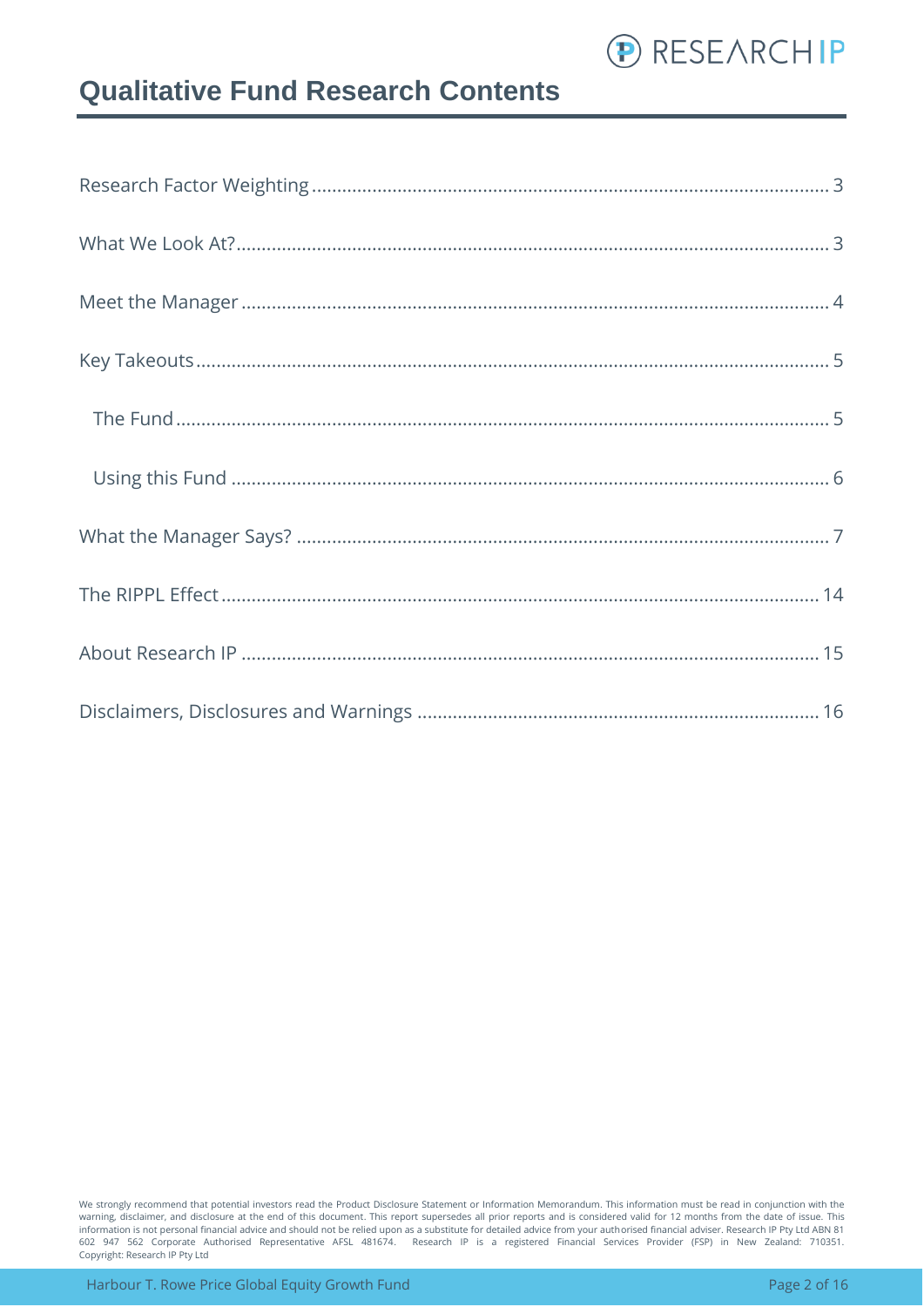# Qualitative Fund Research Contents

Research Factor Weighting ........................................................................................................ 3

What We Look At? ..................................................................................................................... 3

Meet the Manager ..................................................................................................................... 4

Key Takeouts ............................................................................................................................. 5

- The Fund ................................................................................................................................ 5

- Using this Fund ..................................................................................................................... 6

What the Manager Says? ........................................................................................................... 7

The RIPPL Effect ...................................................................................................................... 14

About Research IP ................................................................................................................... 15

Disclaimers, Disclosures and Warnings .................................................................................. 16

We strongly recommend that potential investors read the Product Disclosure Statement or Information Memorandum. This information must be read in conjunction with the warning, disclaimer, and disclosure at the end of this document. This report supersedes all prior reports and is considered valid for 12 months from the date of issue. This information is not personal financial advice and should not be relied upon as a substitute for detailed advice from your authorised financial adviser. Research IP Pty Ltd ABN 81 602 947 562 Corporate Authorised Representative AFSL 481674. Research IP is a registered Financial Services Provider (FSP) in New Zealand: 710351. Copyright: Research IP Pty Ltd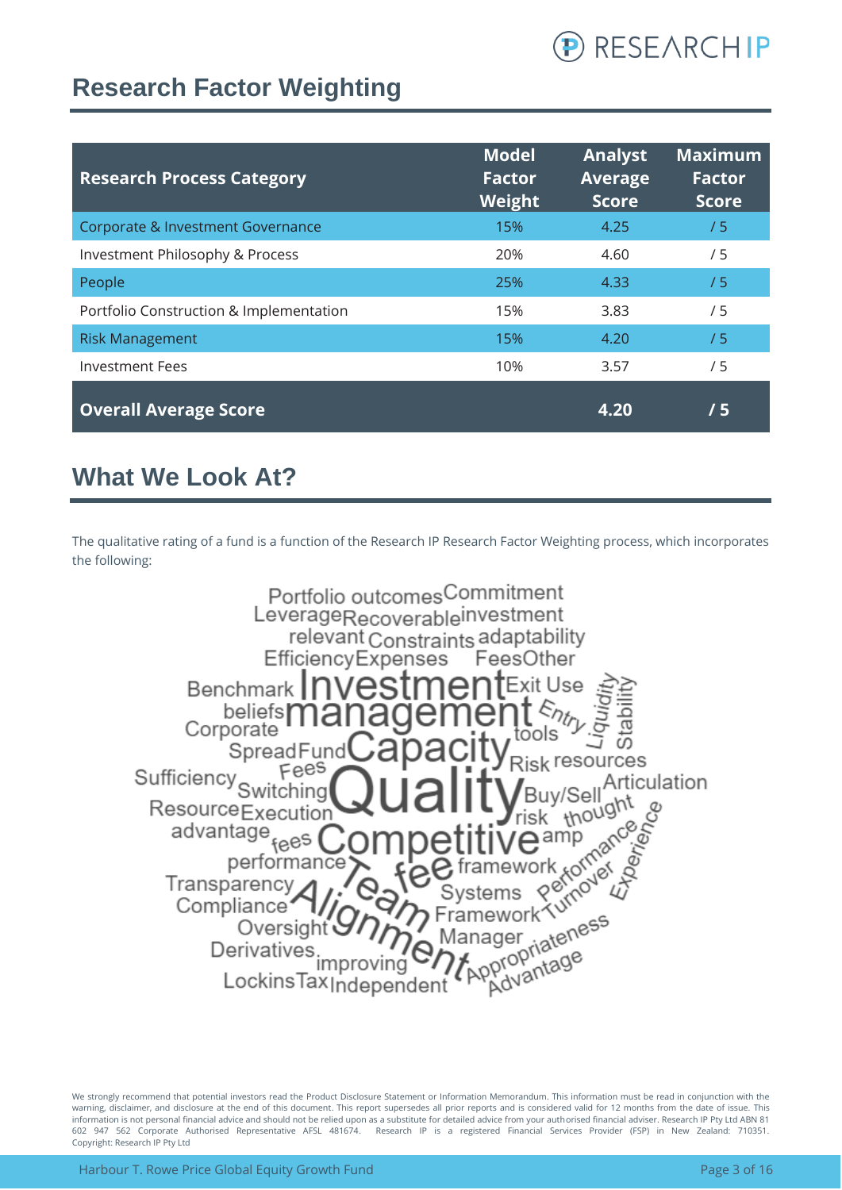## Research Factor Weighting

| Research Process Category | Model Factor Weight | Analyst Average Score | Maximum Factor Score |
|---|---|---|---|
| Corporate & Investment Governance | 15% | 4.25 | / 5 |
| Investment Philosophy & Process | 20% | 4.60 | / 5 |
| People | 25% | 4.33 | / 5 |
| Portfolio Construction & Implementation | 15% | 3.83 | / 5 |
| Risk Management | 15% | 4.20 | / 5 |
| Investment Fees | 10% | 3.57 | / 5 |
| **Overall Average Score** | | **4.20** | **/ 5** |

## What We Look At?

The qualitative rating of a fund is a function of the Research IP Research Factor Weighting process, which incorporates the following: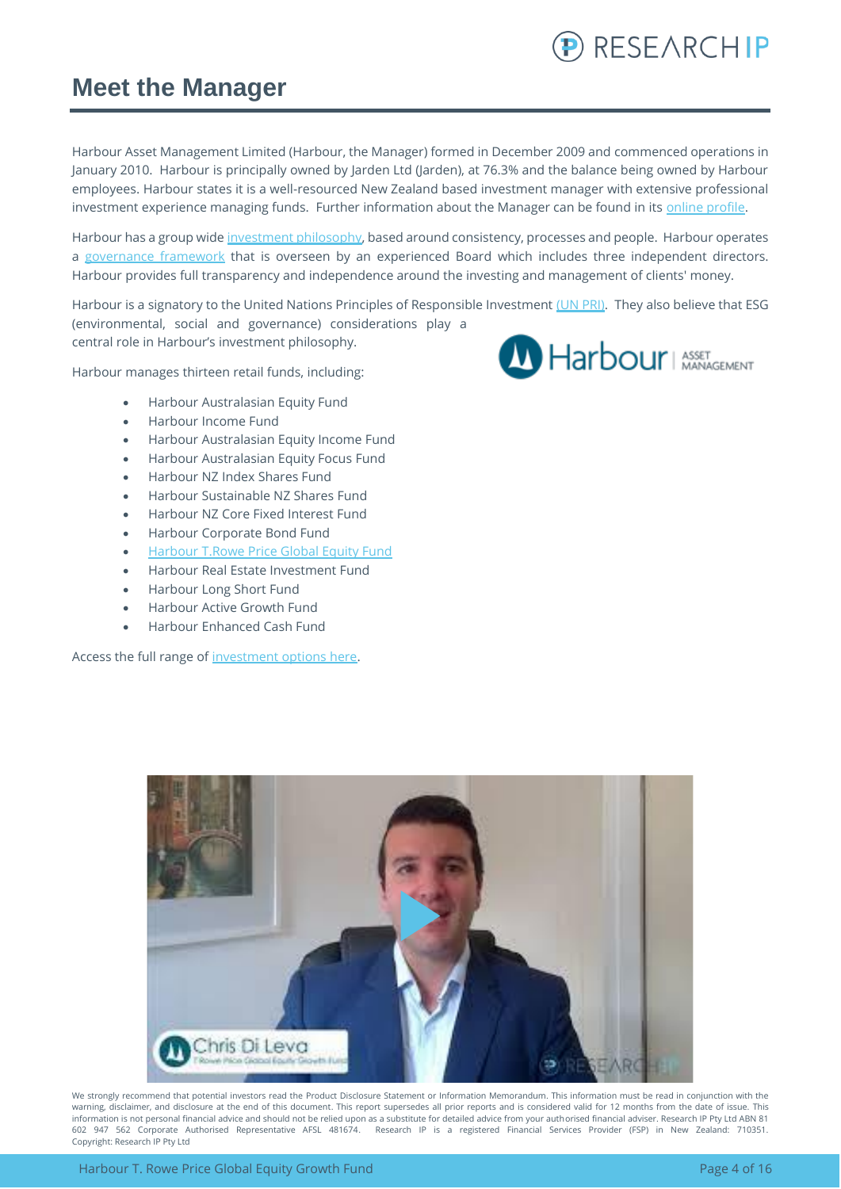# Meet the Manager

Harbour Asset Management Limited (Harbour, the Manager) formed in December 2009 and commenced operations in January 2010. Harbour is principally owned by Jarden Ltd (Jarden), at 76.3% and the balance being owned by Harbour employees. Harbour states it is a well-resourced New Zealand based investment manager with extensive professional investment experience managing funds. Further information about the Manager can be found in its online profile.

Harbour has a group wide investment philosophy, based around consistency, processes and people. Harbour operates a governance framework that is overseen by an experienced Board which includes three independent directors. Harbour provides full transparency and independence around the investing and management of clients' money.

Harbour is a signatory to the United Nations Principles of Responsible Investment (UN PRI). They also believe that ESG (environmental, social and governance) considerations play a central role in Harbour's investment philosophy.

Harbour manages thirteen retail funds, including:

- Harbour Australasian Equity Fund
- Harbour Income Fund
- Harbour Australasian Equity Income Fund
- Harbour Australasian Equity Focus Fund
- Harbour NZ Index Shares Fund
- Harbour Sustainable NZ Shares Fund
- Harbour NZ Core Fixed Interest Fund
- Harbour Corporate Bond Fund
- Harbour T.Rowe Price Global Equity Fund
- Harbour Real Estate Investment Fund
- Harbour Long Short Fund
- Harbour Active Growth Fund
- Harbour Enhanced Cash Fund

Access the full range of investment options here.

We strongly recommend that potential investors read the Product Disclosure Statement or Information Memorandum. This information must be read in conjunction with the warning, disclaimer, and disclosure at the end of this document. This report supersedes all prior reports and is considered valid for 12 months from the date of issue. This information is not personal financial advice and should not be relied upon as a substitute for detailed advice from your authorised financial adviser. Research IP Pty Ltd ABN 81 602 947 562 Corporate Authorised Representative AFSL 481674. Research IP is a registered Financial Services Provider (FSP) in New Zealand: 710351. Copyright: Research IP Pty Ltd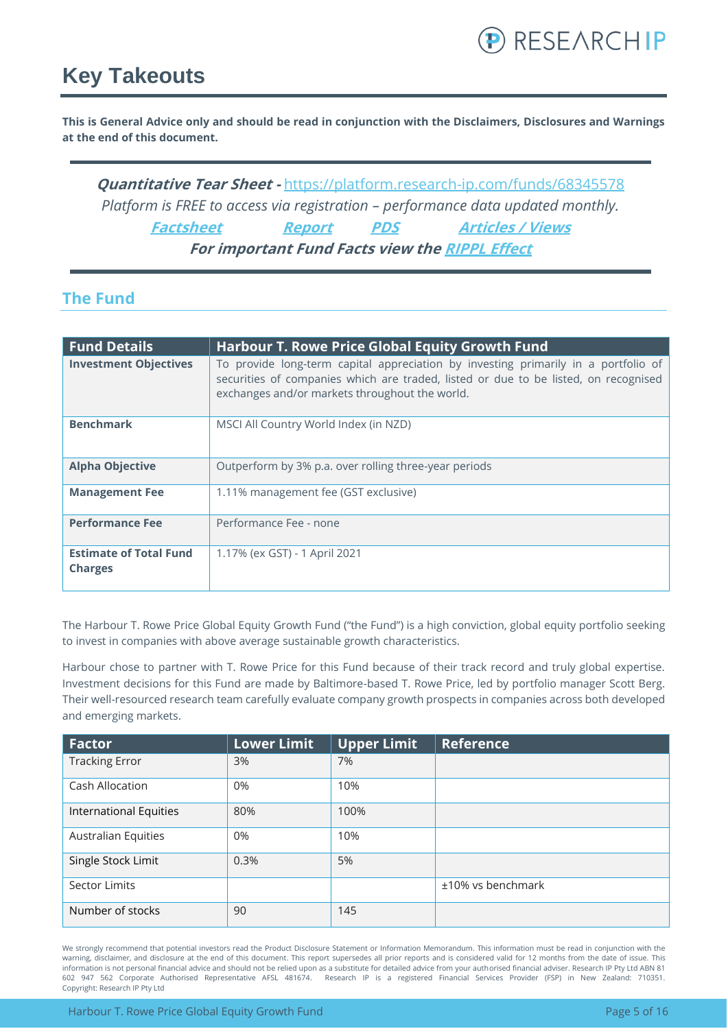# Key Takeouts

**This is General Advice only and should be read in conjunction with the Disclaimers, Disclosures and Warnings at the end of this document.**

***Quantitative Tear Sheet -*** *https://platform.research-ip.com/funds/68345578*

*Platform is FREE to access via registration – performance data updated monthly.*

***Factsheet*** ***Report*** ***PDS*** ***Articles / Views***

***For important Fund Facts view the RIPPL Effect***

## The Fund

| Fund Details | Harbour T. Rowe Price Global Equity Growth Fund |
|---|---|
| **Investment Objectives** | To provide long-term capital appreciation by investing primarily in a portfolio of securities of companies which are traded, listed or due to be listed, on recognised exchanges and/or markets throughout the world. |
| **Benchmark** | MSCI All Country World Index (in NZD) |
| **Alpha Objective** | Outperform by 3% p.a. over rolling three-year periods |
| **Management Fee** | 1.11% management fee (GST exclusive) |
| **Performance Fee** | Performance Fee - none |
| **Estimate of Total Fund Charges** | 1.17% (ex GST) - 1 April 2021 |

The Harbour T. Rowe Price Global Equity Growth Fund ("the Fund") is a high conviction, global equity portfolio seeking to invest in companies with above average sustainable growth characteristics.

Harbour chose to partner with T. Rowe Price for this Fund because of their track record and truly global expertise. Investment decisions for this Fund are made by Baltimore-based T. Rowe Price, led by portfolio manager Scott Berg. Their well-resourced research team carefully evaluate company growth prospects in companies across both developed and emerging markets.

| Factor | Lower Limit | Upper Limit | Reference |
|---|---|---|---|
| Tracking Error | 3% | 7% | |
| Cash Allocation | 0% | 10% | |
| International Equities | 80% | 100% | |
| Australian Equities | 0% | 10% | |
| Single Stock Limit | 0.3% | 5% | |
| Sector Limits | | | ±10% vs benchmark |
| Number of stocks | 90 | 145 | |

We strongly recommend that potential investors read the Product Disclosure Statement or Information Memorandum. This information must be read in conjunction with the warning, disclaimer, and disclosure at the end of this document. This report supersedes all prior reports and is considered valid for 12 months from the date of issue. This information is not personal financial advice and should not be relied upon as a substitute for detailed advice from your authorised financial adviser. Research IP Pty Ltd ABN 81 602 947 562 Corporate Authorised Representative AFSL 481674. Research IP is a registered Financial Services Provider (FSP) in New Zealand: 710351. Copyright: Research IP Pty Ltd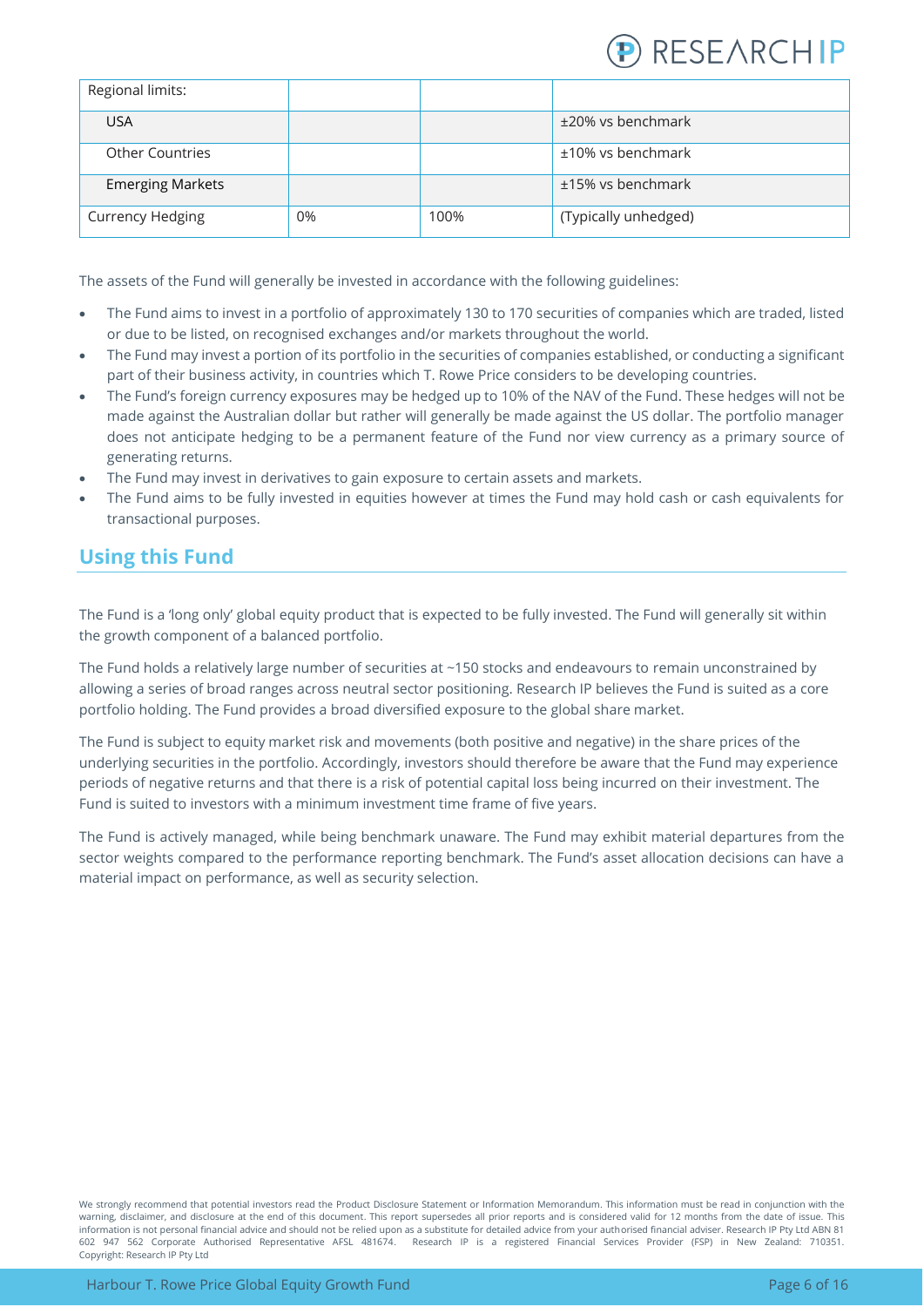| Regional limits: | | | |
|---|---|---|---|
| USA | | | ±20% vs benchmark |
| Other Countries | | | ±10% vs benchmark |
| Emerging Markets | | | ±15% vs benchmark |
| Currency Hedging | 0% | 100% | (Typically unhedged) |

The assets of the Fund will generally be invested in accordance with the following guidelines:

- The Fund aims to invest in a portfolio of approximately 130 to 170 securities of companies which are traded, listed or due to be listed, on recognised exchanges and/or markets throughout the world.
- The Fund may invest a portion of its portfolio in the securities of companies established, or conducting a significant part of their business activity, in countries which T. Rowe Price considers to be developing countries.
- The Fund's foreign currency exposures may be hedged up to 10% of the NAV of the Fund. These hedges will not be made against the Australian dollar but rather will generally be made against the US dollar. The portfolio manager does not anticipate hedging to be a permanent feature of the Fund nor view currency as a primary source of generating returns.
- The Fund may invest in derivatives to gain exposure to certain assets and markets.
- The Fund aims to be fully invested in equities however at times the Fund may hold cash or cash equivalents for transactional purposes.

## Using this Fund

The Fund is a 'long only' global equity product that is expected to be fully invested. The Fund will generally sit within the growth component of a balanced portfolio.

The Fund holds a relatively large number of securities at ~150 stocks and endeavours to remain unconstrained by allowing a series of broad ranges across neutral sector positioning. Research IP believes the Fund is suited as a core portfolio holding. The Fund provides a broad diversified exposure to the global share market.

The Fund is subject to equity market risk and movements (both positive and negative) in the share prices of the underlying securities in the portfolio. Accordingly, investors should therefore be aware that the Fund may experience periods of negative returns and that there is a risk of potential capital loss being incurred on their investment. The Fund is suited to investors with a minimum investment time frame of five years.

The Fund is actively managed, while being benchmark unaware. The Fund may exhibit material departures from the sector weights compared to the performance reporting benchmark. The Fund's asset allocation decisions can have a material impact on performance, as well as security selection.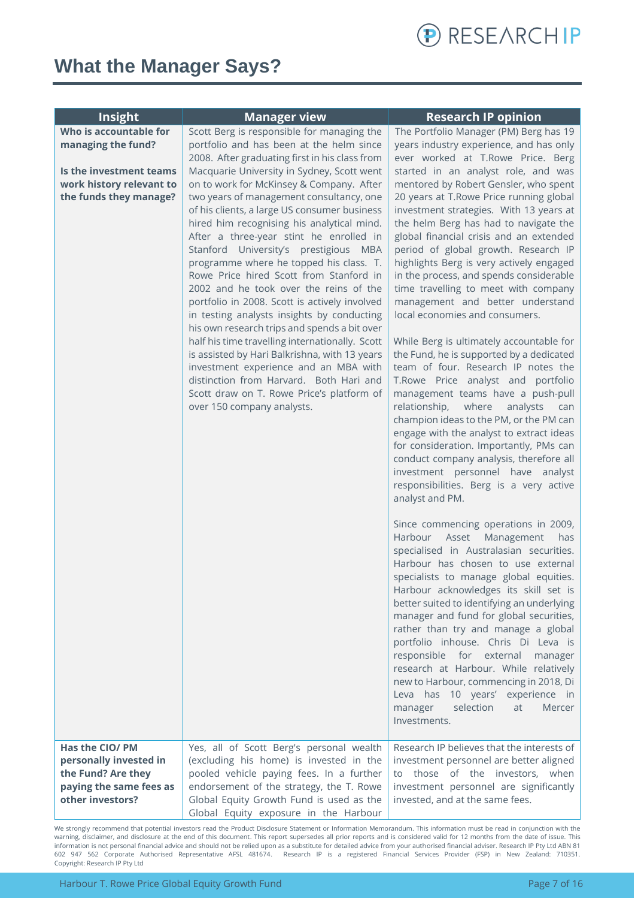# What the Manager Says?

| Insight | Manager view | Research IP opinion |
|---|---|---|
| **Who is accountable for managing the fund?**<br><br>**Is the investment teams work history relevant to the funds they manage?** | Scott Berg is responsible for managing the portfolio and has been at the helm since 2008. After graduating first in his class from Macquarie University in Sydney, Scott went on to work for McKinsey & Company. After two years of management consultancy, one of his clients, a large US consumer business hired him recognising his analytical mind. After a three-year stint he enrolled in Stanford University's prestigious MBA programme where he topped his class. T. Rowe Price hired Scott from Stanford in 2002 and he took over the reins of the portfolio in 2008. Scott is actively involved in testing analysts insights by conducting his own research trips and spends a bit over half his time travelling internationally. Scott is assisted by Hari Balkrishna, with 13 years investment experience and an MBA with distinction from Harvard. Both Hari and Scott draw on T. Rowe Price's platform of over 150 company analysts. | The Portfolio Manager (PM) Berg has 19 years industry experience, and has only ever worked at T.Rowe Price. Berg started in an analyst role, and was mentored by Robert Gensler, who spent 20 years at T.Rowe Price running global investment strategies. With 13 years at the helm Berg has had to navigate the global financial crisis and an extended period of global growth. Research IP highlights Berg is very actively engaged in the process, and spends considerable time travelling to meet with company management and better understand local economies and consumers.<br><br>While Berg is ultimately accountable for the Fund, he is supported by a dedicated team of four. Research IP notes the T.Rowe Price analyst and portfolio management teams have a push-pull relationship, where analysts can champion ideas to the PM, or the PM can engage with the analyst to extract ideas for consideration. Importantly, PMs can conduct company analysis, therefore all investment personnel have analyst responsibilities. Berg is a very active analyst and PM.<br><br>Since commencing operations in 2009, Harbour Asset Management has specialised in Australasian securities. Harbour has chosen to use external specialists to manage global equities. Harbour acknowledges its skill set is better suited to identifying an underlying manager and fund for global securities, rather than try and manage a global portfolio inhouse. Chris Di Leva is responsible for external manager research at Harbour. While relatively new to Harbour, commencing in 2018, Di Leva has 10 years' experience in manager selection at Mercer Investments. |
| **Has the CIO/ PM personally invested in the Fund? Are they paying the same fees as other investors?** | Yes, all of Scott Berg's personal wealth (excluding his home) is invested in the pooled vehicle paying fees. In a further endorsement of the strategy, the T. Rowe Global Equity Growth Fund is used as the Global Equity exposure in the Harbour | Research IP believes that the interests of investment personnel are better aligned to those of the investors, when investment personnel are significantly invested, and at the same fees. |

We strongly recommend that potential investors read the Product Disclosure Statement or Information Memorandum. This information must be read in conjunction with the warning, disclaimer, and disclosure at the end of this document. This report supersedes all prior reports and is considered valid for 12 months from the date of issue. This information is not personal financial advice and should not be relied upon as a substitute for detailed advice from your authorised financial adviser. Research IP Pty Ltd ABN 81 602 947 562 Corporate Authorised Representative AFSL 481674. Research IP is a registered Financial Services Provider (FSP) in New Zealand: 710351. Copyright: Research IP Pty Ltd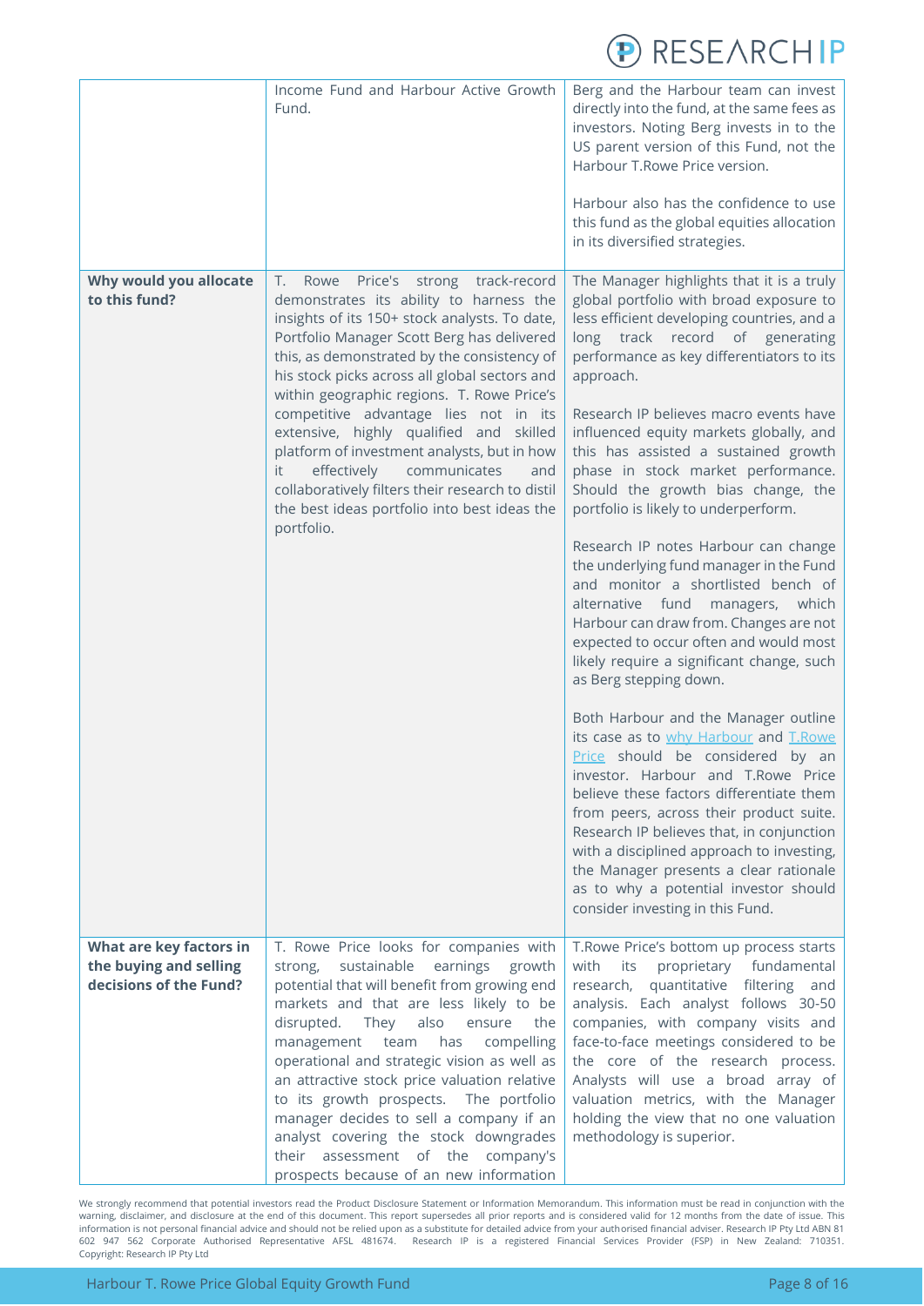| | | |
|---|---|---|
| | Income Fund and Harbour Active Growth Fund. | Berg and the Harbour team can invest directly into the fund, at the same fees as investors. Noting Berg invests in to the US parent version of this Fund, not the Harbour T.Rowe Price version.<br><br>Harbour also has the confidence to use this fund as the global equities allocation in its diversified strategies. |
| **Why would you allocate to this fund?** | T. Rowe Price's strong track-record demonstrates its ability to harness the insights of its 150+ stock analysts. To date, Portfolio Manager Scott Berg has delivered this, as demonstrated by the consistency of his stock picks across all global sectors and within geographic regions. T. Rowe Price's competitive advantage lies not in its extensive, highly qualified and skilled platform of investment analysts, but in how it effectively communicates and collaboratively filters their research to distil the best ideas portfolio into best ideas the portfolio. | The Manager highlights that it is a truly global portfolio with broad exposure to less efficient developing countries, and a long track record of generating performance as key differentiators to its approach.<br><br>Research IP believes macro events have influenced equity markets globally, and this has assisted a sustained growth phase in stock market performance. Should the growth bias change, the portfolio is likely to underperform.<br><br>Research IP notes Harbour can change the underlying fund manager in the Fund and monitor a shortlisted bench of alternative fund managers, which Harbour can draw from. Changes are not expected to occur often and would most likely require a significant change, such as Berg stepping down.<br><br>Both Harbour and the Manager outline its case as to why Harbour and T.Rowe Price should be considered by an investor. Harbour and T.Rowe Price believe these factors differentiate them from peers, across their product suite. Research IP believes that, in conjunction with a disciplined approach to investing, the Manager presents a clear rationale as to why a potential investor should consider investing in this Fund. |
| **What are key factors in the buying and selling decisions of the Fund?** | T. Rowe Price looks for companies with strong, sustainable earnings growth potential that will benefit from growing end markets and that are less likely to be disrupted. They also ensure the management team has compelling operational and strategic vision as well as an attractive stock price valuation relative to its growth prospects. The portfolio manager decides to sell a company if an analyst covering the stock downgrades their assessment of the company's prospects because of an new information | T.Rowe Price's bottom up process starts with its proprietary fundamental research, quantitative filtering and analysis. Each analyst follows 30-50 companies, with company visits and face-to-face meetings considered to be the core of the research process. Analysts will use a broad array of valuation metrics, with the Manager holding the view that no one valuation methodology is superior. |

We strongly recommend that potential investors read the Product Disclosure Statement or Information Memorandum. This information must be read in conjunction with the warning, disclaimer, and disclosure at the end of this document. This report supersedes all prior reports and is considered valid for 12 months from the date of issue. This information is not personal financial advice and should not be relied upon as a substitute for detailed advice from your authorised financial adviser. Research IP Pty Ltd ABN 81 602 947 562 Corporate Authorised Representative AFSL 481674. Research IP is a registered Financial Services Provider (FSP) in New Zealand: 710351. Copyright: Research IP Pty Ltd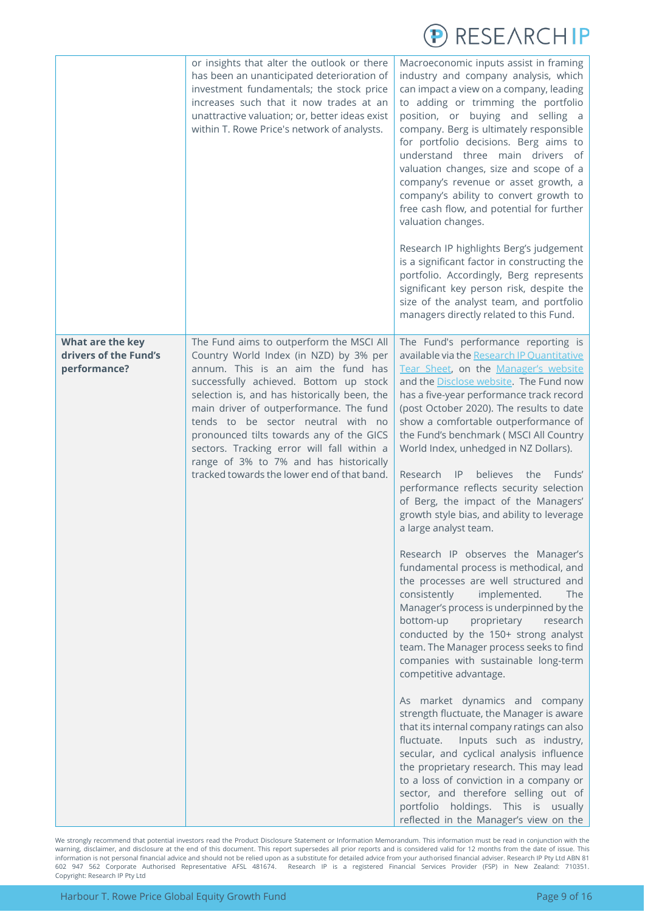| | | |
|---|---|---|
| | or insights that alter the outlook or there has been an unanticipated deterioration of investment fundamentals; the stock price increases such that it now trades at an unattractive valuation; or, better ideas exist within T. Rowe Price's network of analysts. | Macroeconomic inputs assist in framing industry and company analysis, which can impact a view on a company, leading to adding or trimming the portfolio position, or buying and selling a company. Berg is ultimately responsible for portfolio decisions. Berg aims to understand three main drivers of valuation changes, size and scope of a company's revenue or asset growth, a company's ability to convert growth to free cash flow, and potential for further valuation changes.<br><br>Research IP highlights Berg's judgement is a significant factor in constructing the portfolio. Accordingly, Berg represents significant key person risk, despite the size of the analyst team, and portfolio managers directly related to this Fund. |
| **What are the key drivers of the Fund's performance?** | The Fund aims to outperform the MSCI All Country World Index (in NZD) by 3% per annum. This is an aim the fund has successfully achieved. Bottom up stock selection is, and has historically been, the main driver of outperformance. The fund tends to be sector neutral with no pronounced tilts towards any of the GICS sectors. Tracking error will fall within a range of 3% to 7% and has historically tracked towards the lower end of that band. | The Fund's performance reporting is available via the Research IP Quantitative Tear Sheet, on the Manager's website and the Disclose website. The Fund now has a five-year performance track record (post October 2020). The results to date show a comfortable outperformance of the Fund's benchmark ( MSCI All Country World Index, unhedged in NZ Dollars).<br><br>Research IP believes the Funds' performance reflects security selection of Berg, the impact of the Managers' growth style bias, and ability to leverage a large analyst team.<br><br>Research IP observes the Manager's fundamental process is methodical, and the processes are well structured and consistently implemented. The Manager's process is underpinned by the bottom-up proprietary research conducted by the 150+ strong analyst team. The Manager process seeks to find companies with sustainable long-term competitive advantage.<br><br>As market dynamics and company strength fluctuate, the Manager is aware that its internal company ratings can also fluctuate. Inputs such as industry, secular, and cyclical analysis influence the proprietary research. This may lead to a loss of conviction in a company or sector, and therefore selling out of portfolio holdings. This is usually reflected in the Manager's view on the |

We strongly recommend that potential investors read the Product Disclosure Statement or Information Memorandum. This information must be read in conjunction with the warning, disclaimer, and disclosure at the end of this document. This report supersedes all prior reports and is considered valid for 12 months from the date of issue. This information is not personal financial advice and should not be relied upon as a substitute for detailed advice from your authorised financial adviser. Research IP Pty Ltd ABN 81 602 947 562 Corporate Authorised Representative AFSL 481674. Research IP is a registered Financial Services Provider (FSP) in New Zealand: 710351. Copyright: Research IP Pty Ltd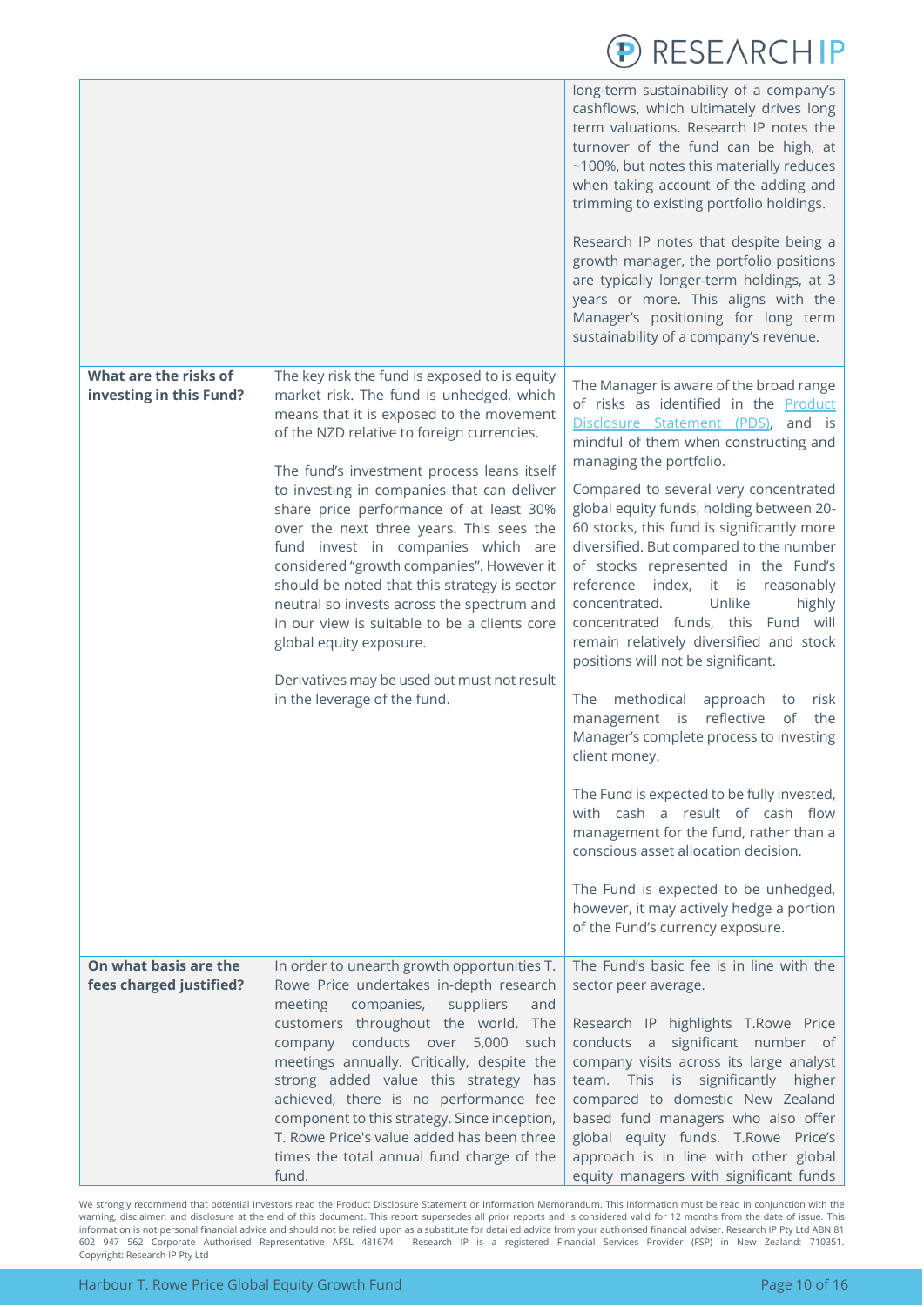| | | |
|---|---|---|
| | | long-term sustainability of a company's cashflows, which ultimately drives long term valuations. Research IP notes the turnover of the fund can be high, at ~100%, but notes this materially reduces when taking account of the adding and trimming to existing portfolio holdings.<br><br>Research IP notes that despite being a growth manager, the portfolio positions are typically longer-term holdings, at 3 years or more. This aligns with the Manager's positioning for long term sustainability of a company's revenue. |
| **What are the risks of investing in this Fund?** | The key risk the fund is exposed to is equity market risk. The fund is unhedged, which means that it is exposed to the movement of the NZD relative to foreign currencies.<br><br>The fund's investment process leans itself to investing in companies that can deliver share price performance of at least 30% over the next three years. This sees the fund invest in companies which are considered "growth companies". However it should be noted that this strategy is sector neutral so invests across the spectrum and in our view is suitable to be a clients core global equity exposure.<br><br>Derivatives may be used but must not result in the leverage of the fund. | The Manager is aware of the broad range of risks as identified in the [Product Disclosure Statement (PDS)](), and is mindful of them when constructing and managing the portfolio.<br><br>Compared to several very concentrated global equity funds, holding between 20-60 stocks, this fund is significantly more diversified. But compared to the number of stocks represented in the Fund's reference index, it is reasonably concentrated. Unlike highly concentrated funds, this Fund will remain relatively diversified and stock positions will not be significant.<br><br>The methodical approach to risk management is reflective of the Manager's complete process to investing client money.<br><br>The Fund is expected to be fully invested, with cash a result of cash flow management for the fund, rather than a conscious asset allocation decision.<br><br>The Fund is expected to be unhedged, however, it may actively hedge a portion of the Fund's currency exposure. |
| **On what basis are the fees charged justified?** | In order to unearth growth opportunities T. Rowe Price undertakes in-depth research meeting companies, suppliers and customers throughout the world. The company conducts over 5,000 such meetings annually. Critically, despite the strong added value this strategy has achieved, there is no performance fee component to this strategy. Since inception, T. Rowe Price's value added has been three times the total annual fund charge of the fund. | The Fund's basic fee is in line with the sector peer average.<br><br>Research IP highlights T.Rowe Price conducts a significant number of company visits across its large analyst team. This is significantly higher compared to domestic New Zealand based fund managers who also offer global equity funds. T.Rowe Price's approach is in line with other global equity managers with significant funds |

We strongly recommend that potential investors read the Product Disclosure Statement or Information Memorandum. This information must be read in conjunction with the warning, disclaimer, and disclosure at the end of this document. This report supersedes all prior reports and is considered valid for 12 months from the date of issue. This information is not personal financial advice and should not be relied upon as a substitute for detailed advice from your authorised financial adviser. Research IP Pty Ltd ABN 81 602 947 562 Corporate Authorised Representative AFSL 481674. Research IP is a registered Financial Services Provider (FSP) in New Zealand: 710351. Copyright: Research IP Pty Ltd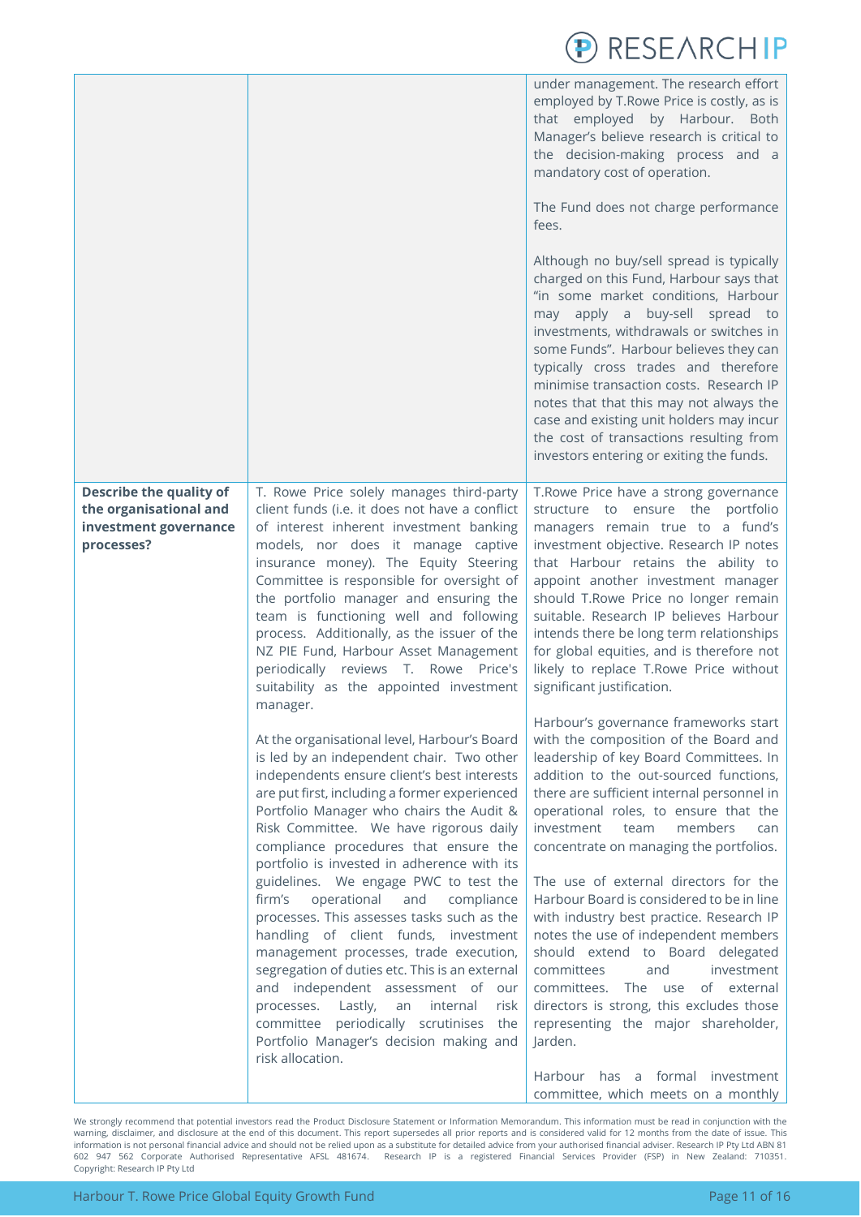| | | |
|---|---|---|
| | | under management. The research effort employed by T.Rowe Price is costly, as is that employed by Harbour. Both Manager's believe research is critical to the decision-making process and a mandatory cost of operation.<br><br>The Fund does not charge performance fees.<br><br>Although no buy/sell spread is typically charged on this Fund, Harbour says that "in some market conditions, Harbour may apply a buy-sell spread to investments, withdrawals or switches in some Funds". Harbour believes they can typically cross trades and therefore minimise transaction costs. Research IP notes that that this may not always the case and existing unit holders may incur the cost of transactions resulting from investors entering or exiting the funds. |
| **Describe the quality of the organisational and investment governance processes?** | T. Rowe Price solely manages third-party client funds (i.e. it does not have a conflict of interest inherent investment banking models, nor does it manage captive insurance money). The Equity Steering Committee is responsible for oversight of the portfolio manager and ensuring the team is functioning well and following process. Additionally, as the issuer of the NZ PIE Fund, Harbour Asset Management periodically reviews T. Rowe Price's suitability as the appointed investment manager.<br><br>At the organisational level, Harbour's Board is led by an independent chair. Two other independents ensure client's best interests are put first, including a former experienced Portfolio Manager who chairs the Audit & Risk Committee. We have rigorous daily compliance procedures that ensure the portfolio is invested in adherence with its guidelines. We engage PWC to test the firm's operational and compliance processes. This assesses tasks such as the handling of client funds, investment management processes, trade execution, segregation of duties etc. This is an external and independent assessment of our processes. Lastly, an internal risk committee periodically scrutinises the Portfolio Manager's decision making and risk allocation. | T.Rowe Price have a strong governance structure to ensure the portfolio managers remain true to a fund's investment objective. Research IP notes that Harbour retains the ability to appoint another investment manager should T.Rowe Price no longer remain suitable. Research IP believes Harbour intends there be long term relationships for global equities, and is therefore not likely to replace T.Rowe Price without significant justification.<br><br>Harbour's governance frameworks start with the composition of the Board and leadership of key Board Committees. In addition to the out-sourced functions, there are sufficient internal personnel in operational roles, to ensure that the investment team members can concentrate on managing the portfolios.<br><br>The use of external directors for the Harbour Board is considered to be in line with industry best practice. Research IP notes the use of independent members should extend to Board delegated committees and investment committees. The use of external directors is strong, this excludes those representing the major shareholder, Jarden.<br><br>Harbour has a formal investment committee, which meets on a monthly |

We strongly recommend that potential investors read the Product Disclosure Statement or Information Memorandum. This information must be read in conjunction with the warning, disclaimer, and disclosure at the end of this document. This report supersedes all prior reports and is considered valid for 12 months from the date of issue. This information is not personal financial advice and should not be relied upon as a substitute for detailed advice from your authorised financial adviser. Research IP Pty Ltd ABN 81 602 947 562 Corporate Authorised Representative AFSL 481674. Research IP is a registered Financial Services Provider (FSP) in New Zealand: 710351. Copyright: Research IP Pty Ltd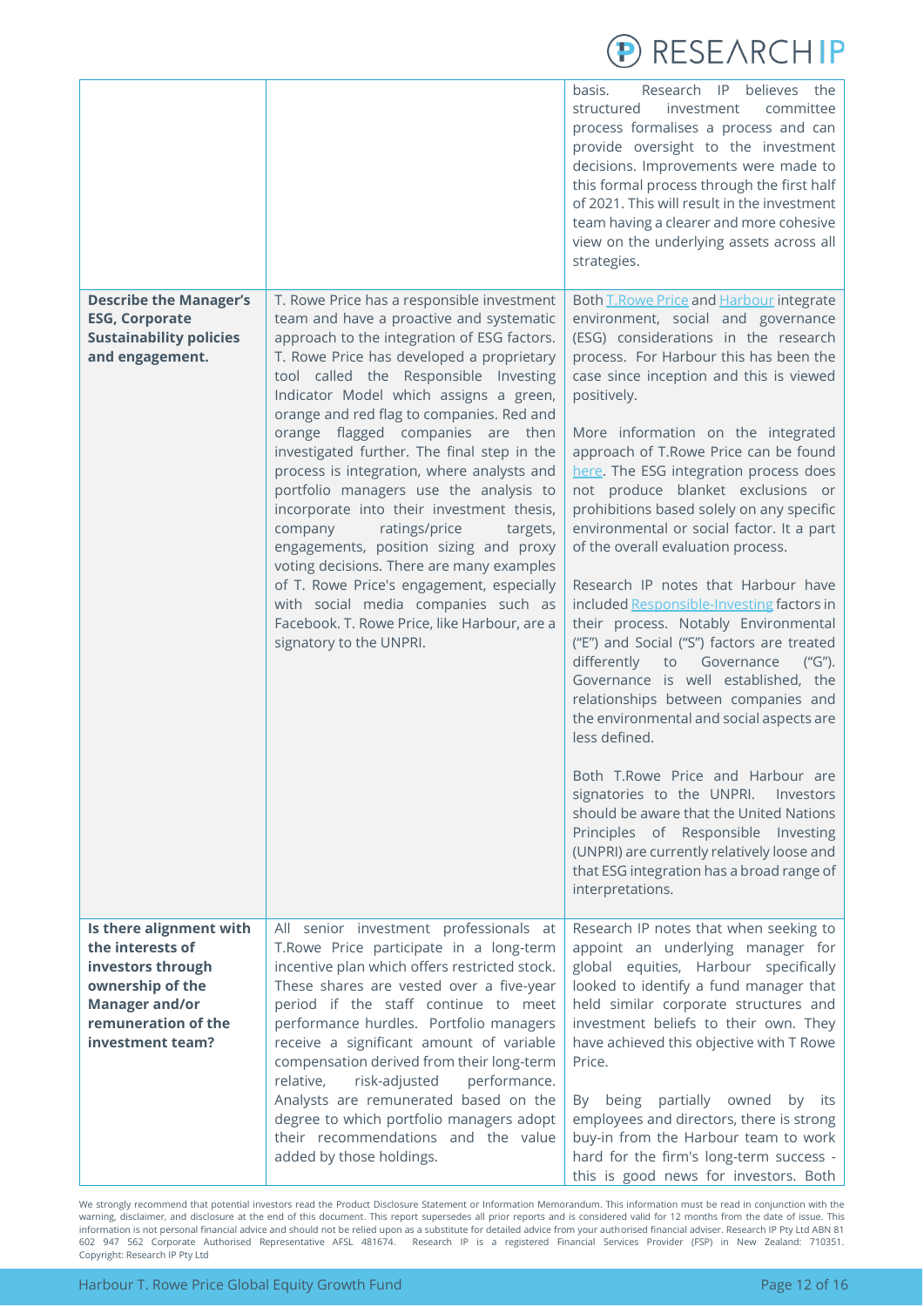| | | |
|---|---|---|
| | | basis. Research IP believes the structured investment committee process formalises a process and can provide oversight to the investment decisions. Improvements were made to this formal process through the first half of 2021. This will result in the investment team having a clearer and more cohesive view on the underlying assets across all strategies. |
| **Describe the Manager's ESG, Corporate Sustainability policies and engagement.** | T. Rowe Price has a responsible investment team and have a proactive and systematic approach to the integration of ESG factors. T. Rowe Price has developed a proprietary tool called the Responsible Investing Indicator Model which assigns a green, orange and red flag to companies. Red and orange flagged companies are then investigated further. The final step in the process is integration, where analysts and portfolio managers use the analysis to incorporate into their investment thesis, company ratings/price targets, engagements, position sizing and proxy voting decisions. There are many examples of T. Rowe Price's engagement, especially with social media companies such as Facebook. T. Rowe Price, like Harbour, are a signatory to the UNPRI. | Both T.Rowe Price and Harbour integrate environment, social and governance (ESG) considerations in the research process. For Harbour this has been the case since inception and this is viewed positively.<br><br>More information on the integrated approach of T.Rowe Price can be found here. The ESG integration process does not produce blanket exclusions or prohibitions based solely on any specific environmental or social factor. It a part of the overall evaluation process.<br><br>Research IP notes that Harbour have included Responsible-Investing factors in their process. Notably Environmental ("E") and Social ("S") factors are treated differently to Governance ("G"). Governance is well established, the relationships between companies and the environmental and social aspects are less defined.<br><br>Both T.Rowe Price and Harbour are signatories to the UNPRI. Investors should be aware that the United Nations Principles of Responsible Investing (UNPRI) are currently relatively loose and that ESG integration has a broad range of interpretations. |
| **Is there alignment with the interests of investors through ownership of the Manager and/or remuneration of the investment team?** | All senior investment professionals at T.Rowe Price participate in a long-term incentive plan which offers restricted stock. These shares are vested over a five-year period if the staff continue to meet performance hurdles. Portfolio managers receive a significant amount of variable compensation derived from their long-term relative, risk-adjusted performance. Analysts are remunerated based on the degree to which portfolio managers adopt their recommendations and the value added by those holdings. | Research IP notes that when seeking to appoint an underlying manager for global equities, Harbour specifically looked to identify a fund manager that held similar corporate structures and investment beliefs to their own. They have achieved this objective with T Rowe Price.<br><br>By being partially owned by its employees and directors, there is strong buy-in from the Harbour team to work hard for the firm's long-term success - this is good news for investors. Both |

We strongly recommend that potential investors read the Product Disclosure Statement or Information Memorandum. This information must be read in conjunction with the warning, disclaimer, and disclosure at the end of this document. This report supersedes all prior reports and is considered valid for 12 months from the date of issue. This information is not personal financial advice and should not be relied upon as a substitute for detailed advice from your authorised financial adviser. Research IP Pty Ltd ABN 81 602 947 562 Corporate Authorised Representative AFSL 481674. Research IP is a registered Financial Services Provider (FSP) in New Zealand: 710351. Copyright: Research IP Pty Ltd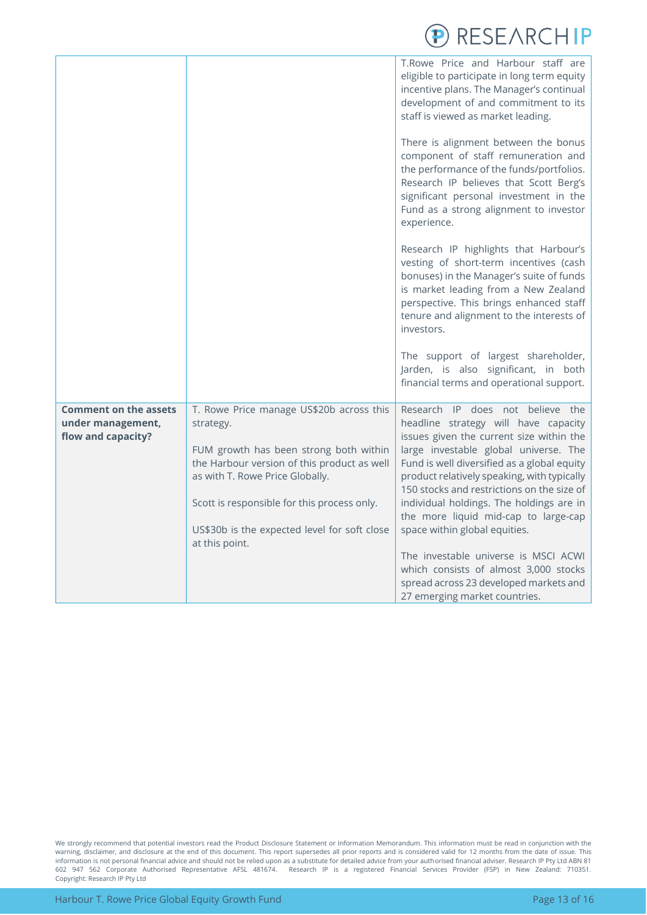| | | |
|---|---|---|
| | | T.Rowe Price and Harbour staff are eligible to participate in long term equity incentive plans. The Manager's continual development of and commitment to its staff is viewed as market leading.<br><br>There is alignment between the bonus component of staff remuneration and the performance of the funds/portfolios. Research IP believes that Scott Berg's significant personal investment in the Fund as a strong alignment to investor experience.<br><br>Research IP highlights that Harbour's vesting of short-term incentives (cash bonuses) in the Manager's suite of funds is market leading from a New Zealand perspective. This brings enhanced staff tenure and alignment to the interests of investors.<br><br>The support of largest shareholder, Jarden, is also significant, in both financial terms and operational support. |
| **Comment on the assets under management, flow and capacity?** | T. Rowe Price manage US$20b across this strategy.<br><br>FUM growth has been strong both within the Harbour version of this product as well as with T. Rowe Price Globally.<br><br>Scott is responsible for this process only.<br><br>US$30b is the expected level for soft close at this point. | Research IP does not believe the headline strategy will have capacity issues given the current size within the large investable global universe. The Fund is well diversified as a global equity product relatively speaking, with typically 150 stocks and restrictions on the size of individual holdings. The holdings are in the more liquid mid-cap to large-cap space within global equities.<br><br>The investable universe is MSCI ACWI which consists of almost 3,000 stocks spread across 23 developed markets and 27 emerging market countries. |

We strongly recommend that potential investors read the Product Disclosure Statement or Information Memorandum. This information must be read in conjunction with the warning, disclaimer, and disclosure at the end of this document. This report supersedes all prior reports and is considered valid for 12 months from the date of issue. This information is not personal financial advice and should not be relied upon as a substitute for detailed advice from your authorised financial adviser. Research IP Pty Ltd ABN 81 602 947 562 Corporate Authorised Representative AFSL 481674. Research IP is a registered Financial Services Provider (FSP) in New Zealand: 710351. Copyright: Research IP Pty Ltd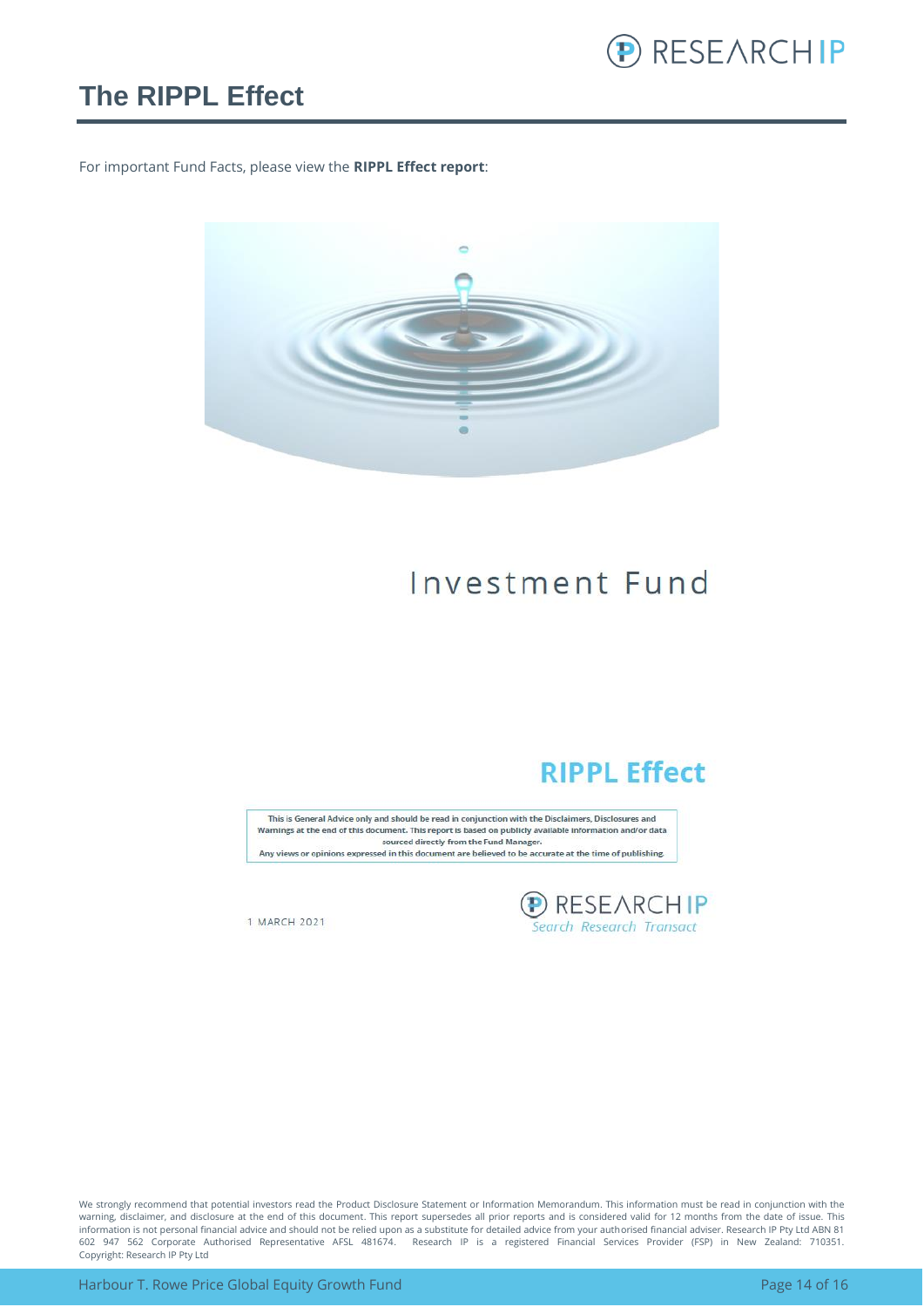# The RIPPL Effect

For important Fund Facts, please view the **RIPPL Effect report**:

Investment Fund

## RIPPL Effect

This is General Advice only and should be read in conjunction with the Disclaimers, Disclosures and Warnings at the end of this document. This report is based on publicly available information and/or data sourced directly from the Fund Manager.
Any views or opinions expressed in this document are believed to be accurate at the time of publishing.

1 MARCH 2021

RESEARCH IP
*Search Research Transact*

We strongly recommend that potential investors read the Product Disclosure Statement or Information Memorandum. This information must be read in conjunction with the warning, disclaimer, and disclosure at the end of this document. This report supersedes all prior reports and is considered valid for 12 months from the date of issue. This information is not personal financial advice and should not be relied upon as a substitute for detailed advice from your authorised financial adviser. Research IP Pty Ltd ABN 81 602 947 562 Corporate Authorised Representative AFSL 481674. Research IP is a registered Financial Services Provider (FSP) in New Zealand: 710351. Copyright: Research IP Pty Ltd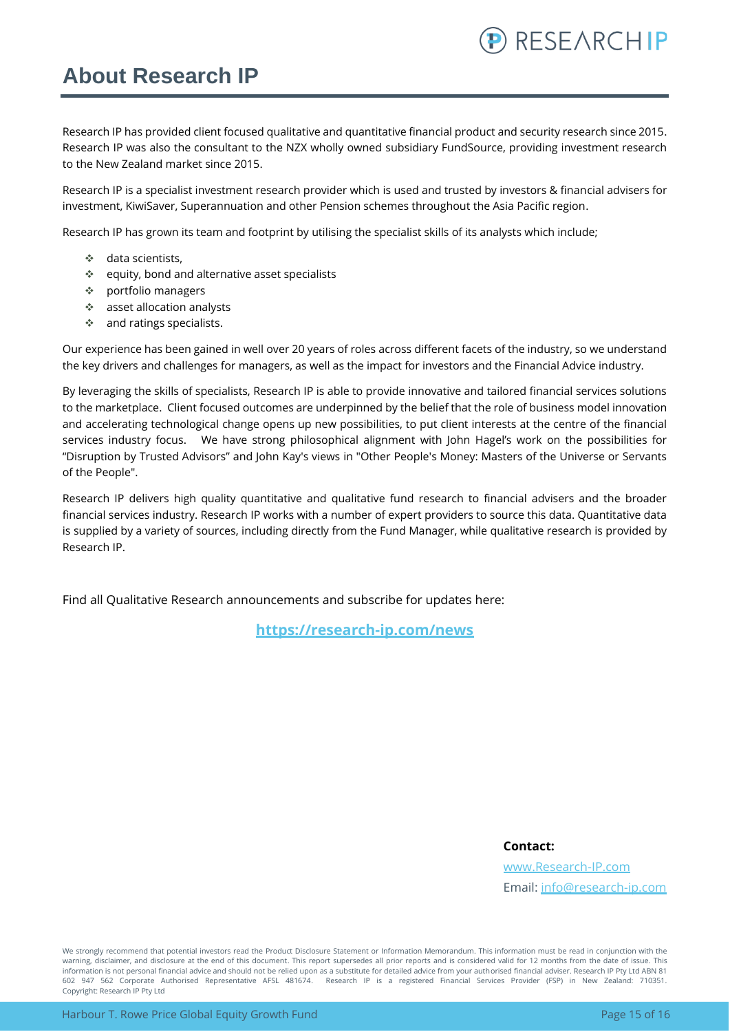# About Research IP

Research IP has provided client focused qualitative and quantitative financial product and security research since 2015. Research IP was also the consultant to the NZX wholly owned subsidiary FundSource, providing investment research to the New Zealand market since 2015.

Research IP is a specialist investment research provider which is used and trusted by investors & financial advisers for investment, KiwiSaver, Superannuation and other Pension schemes throughout the Asia Pacific region.

Research IP has grown its team and footprint by utilising the specialist skills of its analysts which include;

- data scientists,
- equity, bond and alternative asset specialists
- portfolio managers
- asset allocation analysts
- and ratings specialists.

Our experience has been gained in well over 20 years of roles across different facets of the industry, so we understand the key drivers and challenges for managers, as well as the impact for investors and the Financial Advice industry.

By leveraging the skills of specialists, Research IP is able to provide innovative and tailored financial services solutions to the marketplace. Client focused outcomes are underpinned by the belief that the role of business model innovation and accelerating technological change opens up new possibilities, to put client interests at the centre of the financial services industry focus. We have strong philosophical alignment with John Hagel's work on the possibilities for "Disruption by Trusted Advisors" and John Kay's views in "Other People's Money: Masters of the Universe or Servants of the People".

Research IP delivers high quality quantitative and qualitative fund research to financial advisers and the broader financial services industry. Research IP works with a number of expert providers to source this data. Quantitative data is supplied by a variety of sources, including directly from the Fund Manager, while qualitative research is provided by Research IP.

Find all Qualitative Research announcements and subscribe for updates here:

**https://research-ip.com/news**

**Contact:**

www.Research-IP.com

Email: info@research-ip.com

We strongly recommend that potential investors read the Product Disclosure Statement or Information Memorandum. This information must be read in conjunction with the warning, disclaimer, and disclosure at the end of this document. This report supersedes all prior reports and is considered valid for 12 months from the date of issue. This information is not personal financial advice and should not be relied upon as a substitute for detailed advice from your authorised financial adviser. Research IP Pty Ltd ABN 81 602 947 562 Corporate Authorised Representative AFSL 481674. Research IP is a registered Financial Services Provider (FSP) in New Zealand: 710351. Copyright: Research IP Pty Ltd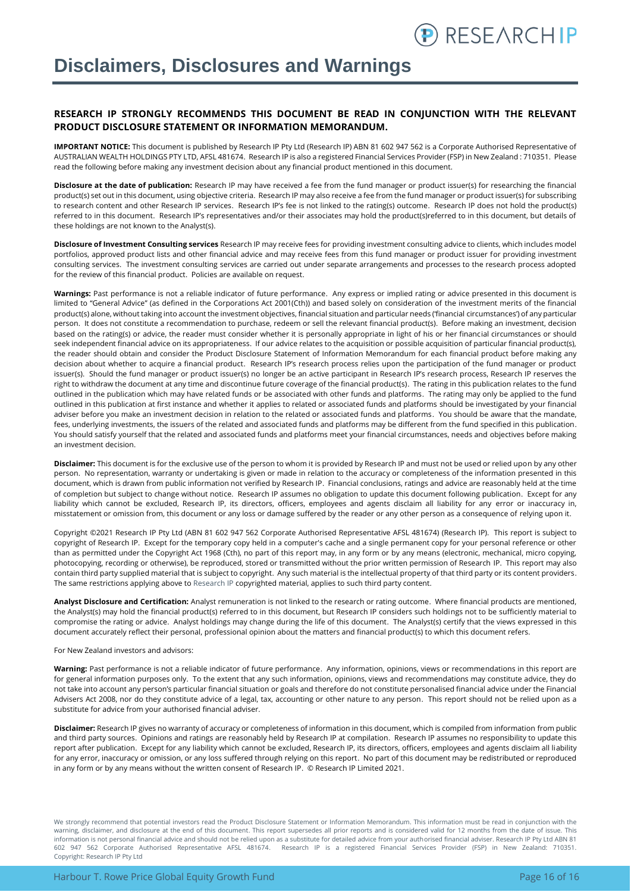# Disclaimers, Disclosures and Warnings

**RESEARCH IP STRONGLY RECOMMENDS THIS DOCUMENT BE READ IN CONJUNCTION WITH THE RELEVANT PRODUCT DISCLOSURE STATEMENT OR INFORMATION MEMORANDUM.**

**IMPORTANT NOTICE:** This document is published by Research IP Pty Ltd (Research IP) ABN 81 602 947 562 is a Corporate Authorised Representative of AUSTRALIAN WEALTH HOLDINGS PTY LTD, AFSL 481674. Research IP is also a registered Financial Services Provider (FSP) in New Zealand : 710351. Please read the following before making any investment decision about any financial product mentioned in this document.

**Disclosure at the date of publication:** Research IP may have received a fee from the fund manager or product issuer(s) for researching the financial product(s) set out in this document, using objective criteria. Research IP may also receive a fee from the fund manager or product issuer(s) for subscribing to research content and other Research IP services. Research IP's fee is not linked to the rating(s) outcome. Research IP does not hold the product(s) referred to in this document. Research IP's representatives and/or their associates may hold the product(s)referred to in this document, but details of these holdings are not known to the Analyst(s).

**Disclosure of Investment Consulting services** Research IP may receive fees for providing investment consulting advice to clients, which includes model portfolios, approved product lists and other financial advice and may receive fees from this fund manager or product issuer for providing investment consulting services. The investment consulting services are carried out under separate arrangements and processes to the research process adopted for the review of this financial product. Policies are available on request.

**Warnings:** Past performance is not a reliable indicator of future performance. Any express or implied rating or advice presented in this document is limited to "General Advice" (as defined in the Corporations Act 2001(Cth)) and based solely on consideration of the investment merits of the financial product(s) alone, without taking into account the investment objectives, financial situation and particular needs ('financial circumstances') of any particular person. It does not constitute a recommendation to purchase, redeem or sell the relevant financial product(s). Before making an investment, decision based on the rating(s) or advice, the reader must consider whether it is personally appropriate in light of his or her financial circumstances or should seek independent financial advice on its appropriateness. If our advice relates to the acquisition or possible acquisition of particular financial product(s), the reader should obtain and consider the Product Disclosure Statement of Information Memorandum for each financial product before making any decision about whether to acquire a financial product. Research IP's research process relies upon the participation of the fund manager or product issuer(s). Should the fund manager or product issuer(s) no longer be an active participant in Research IP's research process, Research IP reserves the right to withdraw the document at any time and discontinue future coverage of the financial product(s). The rating in this publication relates to the fund outlined in the publication which may have related funds or be associated with other funds and platforms. The rating may only be applied to the fund outlined in this publication at first instance and whether it applies to related or associated funds and platforms should be investigated by your financial adviser before you make an investment decision in relation to the related or associated funds and platforms. You should be aware that the mandate, fees, underlying investments, the issuers of the related and associated funds and platforms may be different from the fund specified in this publication. You should satisfy yourself that the related and associated funds and platforms meet your financial circumstances, needs and objectives before making an investment decision.

**Disclaimer:** This document is for the exclusive use of the person to whom it is provided by Research IP and must not be used or relied upon by any other person. No representation, warranty or undertaking is given or made in relation to the accuracy or completeness of the information presented in this document, which is drawn from public information not verified by Research IP. Financial conclusions, ratings and advice are reasonably held at the time of completion but subject to change without notice. Research IP assumes no obligation to update this document following publication. Except for any liability which cannot be excluded, Research IP, its directors, officers, employees and agents disclaim all liability for any error or inaccuracy in, misstatement or omission from, this document or any loss or damage suffered by the reader or any other person as a consequence of relying upon it.

Copyright ©2021 Research IP Pty Ltd (ABN 81 602 947 562 Corporate Authorised Representative AFSL 481674) (Research IP). This report is subject to copyright of Research IP. Except for the temporary copy held in a computer's cache and a single permanent copy for your personal reference or other than as permitted under the Copyright Act 1968 (Cth), no part of this report may, in any form or by any means (electronic, mechanical, micro copying, photocopying, recording or otherwise), be reproduced, stored or transmitted without the prior written permission of Research IP. This report may also contain third party supplied material that is subject to copyright. Any such material is the intellectual property of that third party or its content providers. The same restrictions applying above to Research IP copyrighted material, applies to such third party content.

**Analyst Disclosure and Certification:** Analyst remuneration is not linked to the research or rating outcome. Where financial products are mentioned, the Analyst(s) may hold the financial product(s) referred to in this document, but Research IP considers such holdings not to be sufficiently material to compromise the rating or advice. Analyst holdings may change during the life of this document. The Analyst(s) certify that the views expressed in this document accurately reflect their personal, professional opinion about the matters and financial product(s) to which this document refers.

For New Zealand investors and advisors:

**Warning:** Past performance is not a reliable indicator of future performance. Any information, opinions, views or recommendations in this report are for general information purposes only. To the extent that any such information, opinions, views and recommendations may constitute advice, they do not take into account any person's particular financial situation or goals and therefore do not constitute personalised financial advice under the Financial Advisers Act 2008, nor do they constitute advice of a legal, tax, accounting or other nature to any person. This report should not be relied upon as a substitute for advice from your authorised financial adviser.

**Disclaimer:** Research IP gives no warranty of accuracy or completeness of information in this document, which is compiled from information from public and third party sources. Opinions and ratings are reasonably held by Research IP at compilation. Research IP assumes no responsibility to update this report after publication. Except for any liability which cannot be excluded, Research IP, its directors, officers, employees and agents disclaim all liability for any error, inaccuracy or omission, or any loss suffered through relying on this report. No part of this document may be redistributed or reproduced in any form or by any means without the written consent of Research IP. © Research IP Limited 2021.

We strongly recommend that potential investors read the Product Disclosure Statement or Information Memorandum. This information must be read in conjunction with the warning, disclaimer, and disclosure at the end of this document. This report supersedes all prior reports and is considered valid for 12 months from the date of issue. This information is not personal financial advice and should not be relied upon as a substitute for detailed advice from your authorised financial adviser. Research IP Pty Ltd ABN 81 602 947 562 Corporate Authorised Representative AFSL 481674. Research IP is a registered Financial Services Provider (FSP) in New Zealand: 710351. Copyright: Research IP Pty Ltd